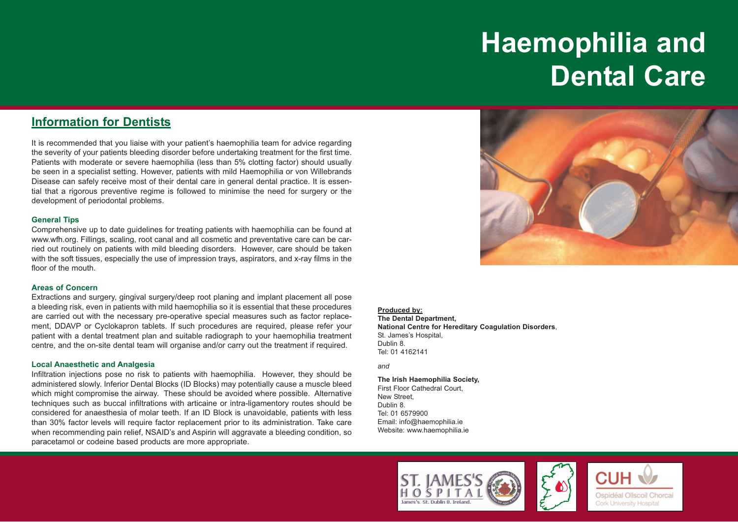# Haemophilia and Dental Care

## Information for Dentists

It is recommended that you liaise with your patient's haemophilia team for advice regarding the severity of your patients bleeding disorder before undertaking treatment for the first time. Patients with moderate or severe haemophilia (less than 5% clotting factor) should usually be seen in a specialist setting. However, patients with mild Haemophilia or von Willebrands Disease can safely receive most of their dental care in general dental practice. It is essential that a rigorous preventive regime is followed to minimise the need for surgery or the development of periodontal problems.

### General Tips

Comprehensive up to date guidelines for treating patients with haemophilia can be found at www.wfh.org. Fillings, scaling, root canal and all cosmetic and preventative care can be carried out routinely on patients with mild bleeding disorders. However, care should be taken with the soft tissues, especially the use of impression trays, aspirators, and x-ray films in the floor of the mouth.

### Areas of Concern

Extractions and surgery, gingival surgery/deep root planing and implant placement all pose a bleeding risk, even in patients with mild haemophilia so it is essential that these procedures are carried out with the necessary pre-operative special measures such as factor replacement, DDAVP or Cyclokapron tablets. If such procedures are required, please refer your patient with a dental treatment plan and suitable radiograph to your haemophilia treatment centre, and the on-site dental team will organise and/or carry out the treatment if required.

### Local Anaesthetic and Analgesia

Infiltration injections pose no risk to patients with haemophilia. However, they should be administered slowly. Inferior Dental Blocks (ID Blocks) may potentially cause a muscle bleed which might compromise the airway. These should be avoided where possible. Alternative techniques such as buccal infiltrations with articaine or intra-ligamentory routes should be considered for anaesthesia of molar teeth. If an ID Block is unavoidable, patients with less than 30% factor levels will require factor replacement prior to its administration. Take care when recommending pain relief, NSAID's and Aspirin will aggravate a bleeding condition, so paracetamol or codeine based products are more appropriate.

**Produced by:**

**The Dental Department,**
**National Centre for Hereditary Coagulation Disorders**,
St. James's Hospital,
Dublin 8.
Tel: 01 4162141

*and*

**The Irish Haemophilia Society,**
First Floor Cathedral Court,
New Street,
Dublin 8.
Tel: 01 6579900
Email: info@haemophilia.ie
Website: www.haemophilia.ie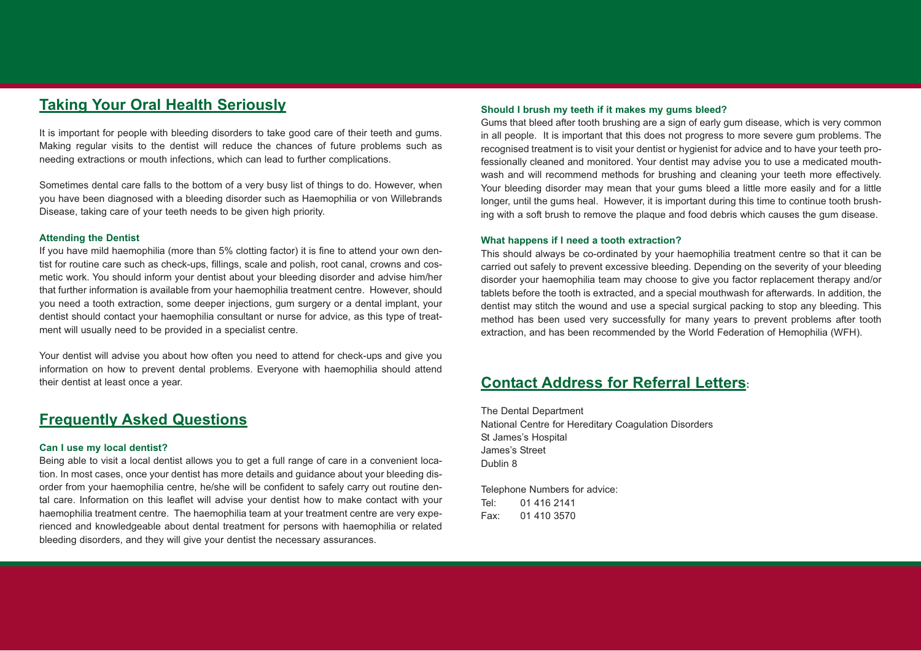## Taking Your Oral Health Seriously

It is important for people with bleeding disorders to take good care of their teeth and gums. Making regular visits to the dentist will reduce the chances of future problems such as needing extractions or mouth infections, which can lead to further complications.

Sometimes dental care falls to the bottom of a very busy list of things to do. However, when you have been diagnosed with a bleeding disorder such as Haemophilia or von Willebrands Disease, taking care of your teeth needs to be given high priority.

### Attending the Dentist

If you have mild haemophilia (more than 5% clotting factor) it is fine to attend your own dentist for routine care such as check-ups, fillings, scale and polish, root canal, crowns and cosmetic work. You should inform your dentist about your bleeding disorder and advise him/her that further information is available from your haemophilia treatment centre. However, should you need a tooth extraction, some deeper injections, gum surgery or a dental implant, your dentist should contact your haemophilia consultant or nurse for advice, as this type of treatment will usually need to be provided in a specialist centre.

Your dentist will advise you about how often you need to attend for check-ups and give you information on how to prevent dental problems. Everyone with haemophilia should attend their dentist at least once a year.

## Frequently Asked Questions

### Can I use my local dentist?

Being able to visit a local dentist allows you to get a full range of care in a convenient location. In most cases, once your dentist has more details and guidance about your bleeding disorder from your haemophilia centre, he/she will be confident to safely carry out routine dental care. Information on this leaflet will advise your dentist how to make contact with your haemophilia treatment centre. The haemophilia team at your treatment centre are very experienced and knowledgeable about dental treatment for persons with haemophilia or related bleeding disorders, and they will give your dentist the necessary assurances.

### Should I brush my teeth if it makes my gums bleed?

Gums that bleed after tooth brushing are a sign of early gum disease, which is very common in all people. It is important that this does not progress to more severe gum problems. The recognised treatment is to visit your dentist or hygienist for advice and to have your teeth professionally cleaned and monitored. Your dentist may advise you to use a medicated mouthwash and will recommend methods for brushing and cleaning your teeth more effectively. Your bleeding disorder may mean that your gums bleed a little more easily and for a little longer, until the gums heal. However, it is important during this time to continue tooth brushing with a soft brush to remove the plaque and food debris which causes the gum disease.

### What happens if I need a tooth extraction?

This should always be co-ordinated by your haemophilia treatment centre so that it can be carried out safely to prevent excessive bleeding. Depending on the severity of your bleeding disorder your haemophilia team may choose to give you factor replacement therapy and/or tablets before the tooth is extracted, and a special mouthwash for afterwards. In addition, the dentist may stitch the wound and use a special surgical packing to stop any bleeding. This method has been used very successfully for many years to prevent problems after tooth extraction, and has been recommended by the World Federation of Hemophilia (WFH).

## Contact Address for Referral Letters:

The Dental Department
National Centre for Hereditary Coagulation Disorders
St James's Hospital
James's Street
Dublin 8

Telephone Numbers for advice:
Tel: 01 416 2141
Fax: 01 410 3570